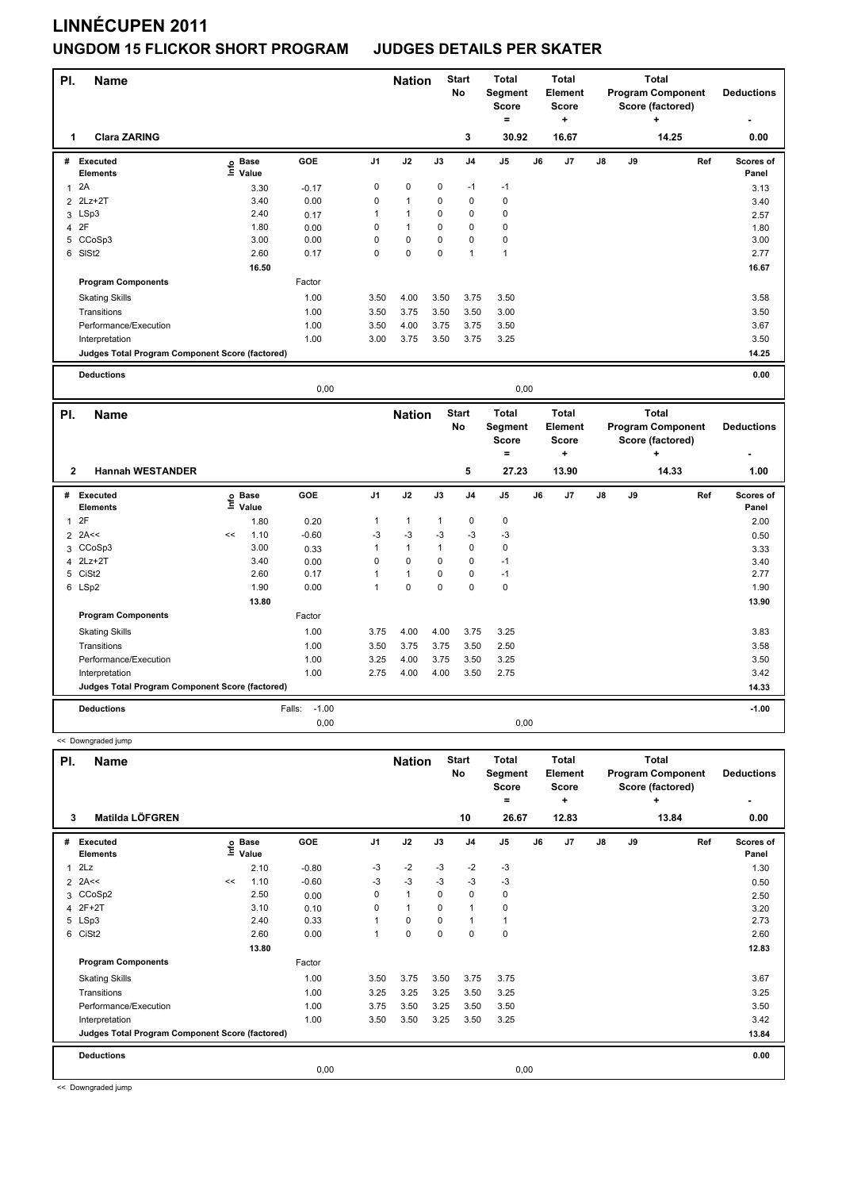# LINNÉCUPEN 2011

## UNGDOM 15 FLICKOR SHORT PROGRAM JUDGES DETAILS PER SKATER

| Pl. | Name | Nation | Start No | Total Segment Score = | Total Element Score + | Total Program Component Score (factored) + | Deductions - |
|---|---|---|---|---|---|---|---|
| 1 | Clara ZARING | | 3 | 30.92 | 16.67 | 14.25 | 0.00 |

| # | Executed Elements | Info | Base Value | GOE | J1 | J2 | J3 | J4 | J5 | J6 | J7 | J8 | J9 | Ref | Scores of Panel |
|---|---|---|---|---|---|---|---|---|---|---|---|---|---|---|---|
| 1 | 2A | | 3.30 | -0.17 | 0 | 0 | 0 | -1 | -1 | | | | | | 3.13 |
| 2 | 2Lz+2T | | 3.40 | 0.00 | 0 | 1 | 0 | 0 | 0 | | | | | | 3.40 |
| 3 | LSp3 | | 2.40 | 0.17 | 1 | 1 | 0 | 0 | 0 | | | | | | 2.57 |
| 4 | 2F | | 1.80 | 0.00 | 0 | 1 | 0 | 0 | 0 | | | | | | 1.80 |
| 5 | CCoSp3 | | 3.00 | 0.00 | 0 | 0 | 0 | 0 | 0 | | | | | | 3.00 |
| 6 | SlSt2 | | 2.60 | 0.17 | 0 | 0 | 0 | 1 | 1 | | | | | | 2.77 |
| | | | 16.50 | | | | | | | | | | | | 16.67 |
| | **Program Components** | | | Factor | | | | | | | | | | | |
| | Skating Skills | | | 1.00 | 3.50 | 4.00 | 3.50 | 3.75 | 3.50 | | | | | | 3.58 |
| | Transitions | | | 1.00 | 3.50 | 3.75 | 3.50 | 3.50 | 3.00 | | | | | | 3.50 |
| | Performance/Execution | | | 1.00 | 3.50 | 4.00 | 3.75 | 3.75 | 3.50 | | | | | | 3.67 |
| | Interpretation | | | 1.00 | 3.00 | 3.75 | 3.50 | 3.75 | 3.25 | | | | | | 3.50 |
| | **Judges Total Program Component Score (factored)** | | | | | | | | | | | | | | 14.25 |
| | **Deductions** | | | | | | | | | | | | | | 0.00 |
| | | | | 0,00 | | | | | 0,00 | | | | | | |

| Pl. | Name | Nation | Start No | Total Segment Score = | Total Element Score + | Total Program Component Score (factored) + | Deductions - |
|---|---|---|---|---|---|---|---|
| 2 | Hannah WESTANDER | | 5 | 27.23 | 13.90 | 14.33 | 1.00 |

| # | Executed Elements | Info | Base Value | GOE | J1 | J2 | J3 | J4 | J5 | J6 | J7 | J8 | J9 | Ref | Scores of Panel |
|---|---|---|---|---|---|---|---|---|---|---|---|---|---|---|---|
| 1 | 2F | | 1.80 | 0.20 | 1 | 1 | 1 | 0 | 0 | | | | | | 2.00 |
| 2 | 2A<< | << | 1.10 | -0.60 | -3 | -3 | -3 | -3 | -3 | | | | | | 0.50 |
| 3 | CCoSp3 | | 3.00 | 0.33 | 1 | 1 | 1 | 0 | 0 | | | | | | 3.33 |
| 4 | 2Lz+2T | | 3.40 | 0.00 | 0 | 0 | 0 | 0 | -1 | | | | | | 3.40 |
| 5 | CiSt2 | | 2.60 | 0.17 | 1 | 1 | 0 | 0 | -1 | | | | | | 2.77 |
| 6 | LSp2 | | 1.90 | 0.00 | 1 | 0 | 0 | 0 | 0 | | | | | | 1.90 |
| | | | 13.80 | | | | | | | | | | | | 13.90 |
| | **Program Components** | | | Factor | | | | | | | | | | | |
| | Skating Skills | | | 1.00 | 3.75 | 4.00 | 4.00 | 3.75 | 3.25 | | | | | | 3.83 |
| | Transitions | | | 1.00 | 3.50 | 3.75 | 3.75 | 3.50 | 2.50 | | | | | | 3.58 |
| | Performance/Execution | | | 1.00 | 3.25 | 4.00 | 3.75 | 3.50 | 3.25 | | | | | | 3.50 |
| | Interpretation | | | 1.00 | 2.75 | 4.00 | 4.00 | 3.50 | 2.75 | | | | | | 3.42 |
| | **Judges Total Program Component Score (factored)** | | | | | | | | | | | | | | 14.33 |
| | **Deductions** | | | Falls: -1.00 | | | | | | | | | | | -1.00 |
| | | | | 0,00 | | | | | 0,00 | | | | | | |

<< Downgraded jump

| Pl. | Name | Nation | Start No | Total Segment Score = | Total Element Score + | Total Program Component Score (factored) + | Deductions - |
|---|---|---|---|---|---|---|---|
| 3 | Matilda LÖFGREN | | 10 | 26.67 | 12.83 | 13.84 | 0.00 |

| # | Executed Elements | Info | Base Value | GOE | J1 | J2 | J3 | J4 | J5 | J6 | J7 | J8 | J9 | Ref | Scores of Panel |
|---|---|---|---|---|---|---|---|---|---|---|---|---|---|---|---|
| 1 | 2Lz | | 2.10 | -0.80 | -3 | -2 | -3 | -2 | -3 | | | | | | 1.30 |
| 2 | 2A<< | << | 1.10 | -0.60 | -3 | -3 | -3 | -3 | -3 | | | | | | 0.50 |
| 3 | CCoSp2 | | 2.50 | 0.00 | 0 | 1 | 0 | 0 | 0 | | | | | | 2.50 |
| 4 | 2F+2T | | 3.10 | 0.10 | 0 | 1 | 0 | 1 | 0 | | | | | | 3.20 |
| 5 | LSp3 | | 2.40 | 0.33 | 1 | 0 | 0 | 1 | 1 | | | | | | 2.73 |
| 6 | CiSt2 | | 2.60 | 0.00 | 1 | 0 | 0 | 0 | 0 | | | | | | 2.60 |
| | | | 13.80 | | | | | | | | | | | | 12.83 |
| | **Program Components** | | | Factor | | | | | | | | | | | |
| | Skating Skills | | | 1.00 | 3.50 | 3.75 | 3.50 | 3.75 | 3.75 | | | | | | 3.67 |
| | Transitions | | | 1.00 | 3.25 | 3.25 | 3.25 | 3.50 | 3.25 | | | | | | 3.25 |
| | Performance/Execution | | | 1.00 | 3.75 | 3.50 | 3.25 | 3.50 | 3.50 | | | | | | 3.50 |
| | Interpretation | | | 1.00 | 3.50 | 3.50 | 3.25 | 3.50 | 3.25 | | | | | | 3.42 |
| | **Judges Total Program Component Score (factored)** | | | | | | | | | | | | | | 13.84 |
| | **Deductions** | | | | | | | | | | | | | | 0.00 |
| | | | | 0,00 | | | | | 0,00 | | | | | | |

<< Downgraded jump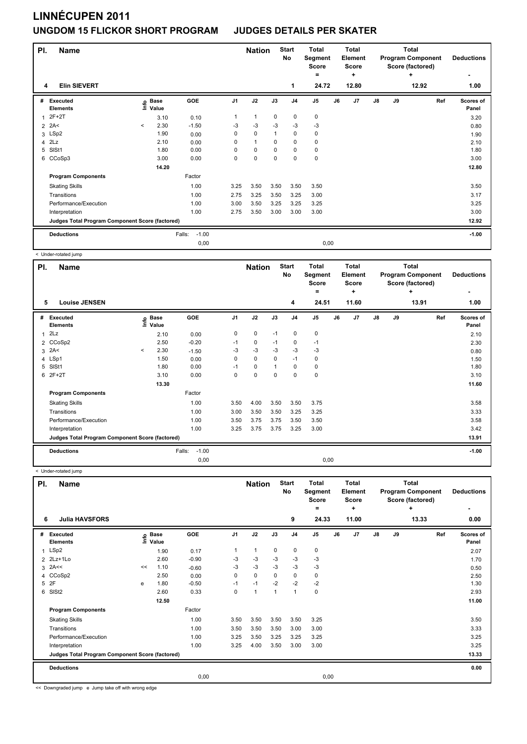# LINNÉCUPEN 2011

## UNGDOM 15 FLICKOR SHORT PROGRAM JUDGES DETAILS PER SKATER

| Pl. | Name | Nation | Start No | Total Segment Score = | Total Element Score + | Total Program Component Score (factored) + | Deductions - |
|---|---|---|---|---|---|---|---|
| 4 | Elin SIEVERT | | 1 | 24.72 | 12.80 | 12.92 | 1.00 |

| # | Executed Elements | Info | Base Value | GOE | J1 | J2 | J3 | J4 | J5 | J6 | J7 | J8 | J9 | Ref | Scores of Panel |
|---|---|---|---|---|---|---|---|---|---|---|---|---|---|---|---|
| 1 | 2F+2T | | 3.10 | 0.10 | 1 | 1 | 0 | 0 | 0 | | | | | | 3.20 |
| 2 | 2A< | < | 2.30 | -1.50 | -3 | -3 | -3 | -3 | -3 | | | | | | 0.80 |
| 3 | LSp2 | | 1.90 | 0.00 | 0 | 0 | 1 | 0 | 0 | | | | | | 1.90 |
| 4 | 2Lz | | 2.10 | 0.00 | 0 | 1 | 0 | 0 | 0 | | | | | | 2.10 |
| 5 | SlSt1 | | 1.80 | 0.00 | 0 | 0 | 0 | 0 | 0 | | | | | | 1.80 |
| 6 | CCoSp3 | | 3.00 | 0.00 | 0 | 0 | 0 | 0 | 0 | | | | | | 3.00 |
| | | | 14.20 | | | | | | | | | | | | 12.80 |
| | **Program Components** | | | Factor | | | | | | | | | | | |
| | Skating Skills | | | 1.00 | 3.25 | 3.50 | 3.50 | 3.50 | 3.50 | | | | | | 3.50 |
| | Transitions | | | 1.00 | 2.75 | 3.25 | 3.50 | 3.25 | 3.00 | | | | | | 3.17 |
| | Performance/Execution | | | 1.00 | 3.00 | 3.50 | 3.25 | 3.25 | 3.25 | | | | | | 3.25 |
| | Interpretation | | | 1.00 | 2.75 | 3.50 | 3.00 | 3.00 | 3.00 | | | | | | 3.00 |
| | **Judges Total Program Component Score (factored)** | | | | | | | | | | | | | | 12.92 |
| | **Deductions** | | Falls: | -1.00 | | | | | | | | | | | -1.00 |
| | | | | 0,00 | | | | | 0,00 | | | | | | |

< Under-rotated jump

| Pl. | Name | Nation | Start No | Total Segment Score = | Total Element Score + | Total Program Component Score (factored) + | Deductions - |
|---|---|---|---|---|---|---|---|
| 5 | Louise JENSEN | | 4 | 24.51 | 11.60 | 13.91 | 1.00 |

| # | Executed Elements | Info | Base Value | GOE | J1 | J2 | J3 | J4 | J5 | J6 | J7 | J8 | J9 | Ref | Scores of Panel |
|---|---|---|---|---|---|---|---|---|---|---|---|---|---|---|---|
| 1 | 2Lz | | 2.10 | 0.00 | 0 | 0 | -1 | 0 | 0 | | | | | | 2.10 |
| 2 | CCoSp2 | | 2.50 | -0.20 | -1 | 0 | -1 | 0 | -1 | | | | | | 2.30 |
| 3 | 2A< | < | 2.30 | -1.50 | -3 | -3 | -3 | -3 | -3 | | | | | | 0.80 |
| 4 | LSp1 | | 1.50 | 0.00 | 0 | 0 | 0 | -1 | 0 | | | | | | 1.50 |
| 5 | SlSt1 | | 1.80 | 0.00 | -1 | 0 | 1 | 0 | 0 | | | | | | 1.80 |
| 6 | 2F+2T | | 3.10 | 0.00 | 0 | 0 | 0 | 0 | 0 | | | | | | 3.10 |
| | | | 13.30 | | | | | | | | | | | | 11.60 |
| | **Program Components** | | | Factor | | | | | | | | | | | |
| | Skating Skills | | | 1.00 | 3.50 | 4.00 | 3.50 | 3.50 | 3.75 | | | | | | 3.58 |
| | Transitions | | | 1.00 | 3.00 | 3.50 | 3.50 | 3.25 | 3.25 | | | | | | 3.33 |
| | Performance/Execution | | | 1.00 | 3.50 | 3.75 | 3.75 | 3.50 | 3.50 | | | | | | 3.58 |
| | Interpretation | | | 1.00 | 3.25 | 3.75 | 3.75 | 3.25 | 3.00 | | | | | | 3.42 |
| | **Judges Total Program Component Score (factored)** | | | | | | | | | | | | | | 13.91 |
| | **Deductions** | | Falls: | -1.00 | | | | | | | | | | | -1.00 |
| | | | | 0,00 | | | | | 0,00 | | | | | | |

< Under-rotated jump

| Pl. | Name | Nation | Start No | Total Segment Score = | Total Element Score + | Total Program Component Score (factored) + | Deductions - |
|---|---|---|---|---|---|---|---|
| 6 | Julia HAVSFORS | | 9 | 24.33 | 11.00 | 13.33 | 0.00 |

| # | Executed Elements | Info | Base Value | GOE | J1 | J2 | J3 | J4 | J5 | J6 | J7 | J8 | J9 | Ref | Scores of Panel |
|---|---|---|---|---|---|---|---|---|---|---|---|---|---|---|---|
| 1 | LSp2 | | 1.90 | 0.17 | 1 | 1 | 0 | 0 | 0 | | | | | | 2.07 |
| 2 | 2Lz+1Lo | | 2.60 | -0.90 | -3 | -3 | -3 | -3 | -3 | | | | | | 1.70 |
| 3 | 2A<< | << | 1.10 | -0.60 | -3 | -3 | -3 | -3 | -3 | | | | | | 0.50 |
| 4 | CCoSp2 | | 2.50 | 0.00 | 0 | 0 | 0 | 0 | 0 | | | | | | 2.50 |
| 5 | 2F | e | 1.80 | -0.50 | -1 | -1 | -2 | -2 | -2 | | | | | | 1.30 |
| 6 | SlSt2 | | 2.60 | 0.33 | 0 | 1 | 1 | 1 | 0 | | | | | | 2.93 |
| | | | 12.50 | | | | | | | | | | | | 11.00 |
| | **Program Components** | | | Factor | | | | | | | | | | | |
| | Skating Skills | | | 1.00 | 3.50 | 3.50 | 3.50 | 3.50 | 3.25 | | | | | | 3.50 |
| | Transitions | | | 1.00 | 3.50 | 3.50 | 3.50 | 3.00 | 3.00 | | | | | | 3.33 |
| | Performance/Execution | | | 1.00 | 3.25 | 3.50 | 3.25 | 3.25 | 3.25 | | | | | | 3.25 |
| | Interpretation | | | 1.00 | 3.25 | 4.00 | 3.50 | 3.00 | 3.00 | | | | | | 3.25 |
| | **Judges Total Program Component Score (factored)** | | | | | | | | | | | | | | 13.33 |
| | **Deductions** | | | | | | | | | | | | | | 0.00 |
| | | | | 0,00 | | | | | 0,00 | | | | | | |

<< Downgraded jump e Jump take off with wrong edge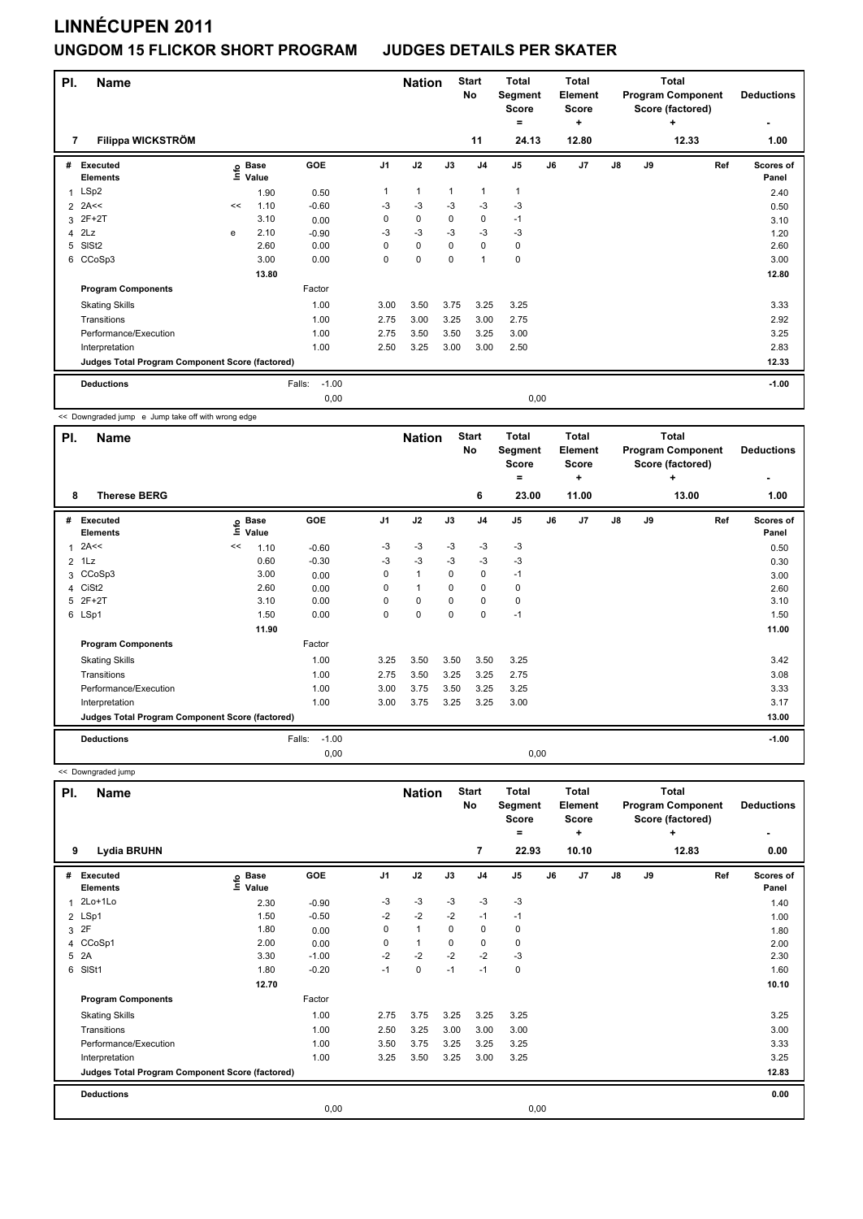# LINNÉCUPEN 2011

## UNGDOM 15 FLICKOR SHORT PROGRAM JUDGES DETAILS PER SKATER

| Pl. | Name | Nation | Start No | Total Segment Score = | Total Element Score + | Total Program Component Score (factored) + | Deductions - |
|---|---|---|---|---|---|---|---|
| 7 | Filippa WICKSTRÖM | | 11 | 24.13 | 12.80 | 12.33 | 1.00 |

| # | Executed Elements | Info | Base Value | GOE | J1 | J2 | J3 | J4 | J5 | J6 | J7 | J8 | J9 | Ref | Scores of Panel |
|---|---|---|---|---|---|---|---|---|---|---|---|---|---|---|---|
| 1 | LSp2 | | 1.90 | 0.50 | 1 | 1 | 1 | 1 | 1 | | | | | | 2.40 |
| 2 | 2A<< | << | 1.10 | -0.60 | -3 | -3 | -3 | -3 | -3 | | | | | | 0.50 |
| 3 | 2F+2T | | 3.10 | 0.00 | 0 | 0 | 0 | 0 | -1 | | | | | | 3.10 |
| 4 | 2Lz | e | 2.10 | -0.90 | -3 | -3 | -3 | -3 | -3 | | | | | | 1.20 |
| 5 | SlSt2 | | 2.60 | 0.00 | 0 | 0 | 0 | 0 | 0 | | | | | | 2.60 |
| 6 | CCoSp3 | | 3.00 | 0.00 | 0 | 0 | 0 | 1 | 0 | | | | | | 3.00 |
| | | | 13.80 | | | | | | | | | | | | 12.80 |
| | **Program Components** | | | Factor | | | | | | | | | | | |
| | Skating Skills | | | 1.00 | 3.00 | 3.50 | 3.75 | 3.25 | 3.25 | | | | | | 3.33 |
| | Transitions | | | 1.00 | 2.75 | 3.00 | 3.25 | 3.00 | 2.75 | | | | | | 2.92 |
| | Performance/Execution | | | 1.00 | 2.75 | 3.50 | 3.50 | 3.25 | 3.00 | | | | | | 3.25 |
| | Interpretation | | | 1.00 | 2.50 | 3.25 | 3.00 | 3.00 | 2.50 | | | | | | 2.83 |
| | **Judges Total Program Component Score (factored)** | | | | | | | | | | | | | | 12.33 |
| | **Deductions** | | | Falls: -1.00 | | | | | | | | | | | -1.00 |
| | | | | 0,00 | | | | | 0,00 | | | | | | |

<< Downgraded jump e Jump take off with wrong edge

| Pl. | Name | Nation | Start No | Total Segment Score = | Total Element Score + | Total Program Component Score (factored) + | Deductions - |
|---|---|---|---|---|---|---|---|
| 8 | Therese BERG | | 6 | 23.00 | 11.00 | 13.00 | 1.00 |

| # | Executed Elements | Info | Base Value | GOE | J1 | J2 | J3 | J4 | J5 | J6 | J7 | J8 | J9 | Ref | Scores of Panel |
|---|---|---|---|---|---|---|---|---|---|---|---|---|---|---|---|
| 1 | 2A<< | << | 1.10 | -0.60 | -3 | -3 | -3 | -3 | -3 | | | | | | 0.50 |
| 2 | 1Lz | | 0.60 | -0.30 | -3 | -3 | -3 | -3 | -3 | | | | | | 0.30 |
| 3 | CCoSp3 | | 3.00 | 0.00 | 0 | 1 | 0 | 0 | -1 | | | | | | 3.00 |
| 4 | CiSt2 | | 2.60 | 0.00 | 0 | 1 | 0 | 0 | 0 | | | | | | 2.60 |
| 5 | 2F+2T | | 3.10 | 0.00 | 0 | 0 | 0 | 0 | 0 | | | | | | 3.10 |
| 6 | LSp1 | | 1.50 | 0.00 | 0 | 0 | 0 | 0 | -1 | | | | | | 1.50 |
| | | | 11.90 | | | | | | | | | | | | 11.00 |
| | **Program Components** | | | Factor | | | | | | | | | | | |
| | Skating Skills | | | 1.00 | 3.25 | 3.50 | 3.50 | 3.50 | 3.25 | | | | | | 3.42 |
| | Transitions | | | 1.00 | 2.75 | 3.50 | 3.25 | 3.25 | 2.75 | | | | | | 3.08 |
| | Performance/Execution | | | 1.00 | 3.00 | 3.75 | 3.50 | 3.25 | 3.25 | | | | | | 3.33 |
| | Interpretation | | | 1.00 | 3.00 | 3.75 | 3.25 | 3.25 | 3.00 | | | | | | 3.17 |
| | **Judges Total Program Component Score (factored)** | | | | | | | | | | | | | | 13.00 |
| | **Deductions** | | | Falls: -1.00 | | | | | | | | | | | -1.00 |
| | | | | 0,00 | | | | | 0,00 | | | | | | |

<< Downgraded jump

| Pl. | Name | Nation | Start No | Total Segment Score = | Total Element Score + | Total Program Component Score (factored) + | Deductions - |
|---|---|---|---|---|---|---|---|
| 9 | Lydia BRUHN | | 7 | 22.93 | 10.10 | 12.83 | 0.00 |

| # | Executed Elements | Info | Base Value | GOE | J1 | J2 | J3 | J4 | J5 | J6 | J7 | J8 | J9 | Ref | Scores of Panel |
|---|---|---|---|---|---|---|---|---|---|---|---|---|---|---|---|
| 1 | 2Lo+1Lo | | 2.30 | -0.90 | -3 | -3 | -3 | -3 | -3 | | | | | | 1.40 |
| 2 | LSp1 | | 1.50 | -0.50 | -2 | -2 | -2 | -1 | -1 | | | | | | 1.00 |
| 3 | 2F | | 1.80 | 0.00 | 0 | 1 | 0 | 0 | 0 | | | | | | 1.80 |
| 4 | CCoSp1 | | 2.00 | 0.00 | 0 | 1 | 0 | 0 | 0 | | | | | | 2.00 |
| 5 | 2A | | 3.30 | -1.00 | -2 | -2 | -2 | -2 | -3 | | | | | | 2.30 |
| 6 | SlSt1 | | 1.80 | -0.20 | -1 | 0 | -1 | -1 | 0 | | | | | | 1.60 |
| | | | 12.70 | | | | | | | | | | | | 10.10 |
| | **Program Components** | | | Factor | | | | | | | | | | | |
| | Skating Skills | | | 1.00 | 2.75 | 3.75 | 3.25 | 3.25 | 3.25 | | | | | | 3.25 |
| | Transitions | | | 1.00 | 2.50 | 3.25 | 3.00 | 3.00 | 3.00 | | | | | | 3.00 |
| | Performance/Execution | | | 1.00 | 3.50 | 3.75 | 3.25 | 3.25 | 3.25 | | | | | | 3.33 |
| | Interpretation | | | 1.00 | 3.25 | 3.50 | 3.25 | 3.00 | 3.25 | | | | | | 3.25 |
| | **Judges Total Program Component Score (factored)** | | | | | | | | | | | | | | 12.83 |
| | **Deductions** | | | | | | | | | | | | | | 0.00 |
| | | | | 0,00 | | | | | 0,00 | | | | | | |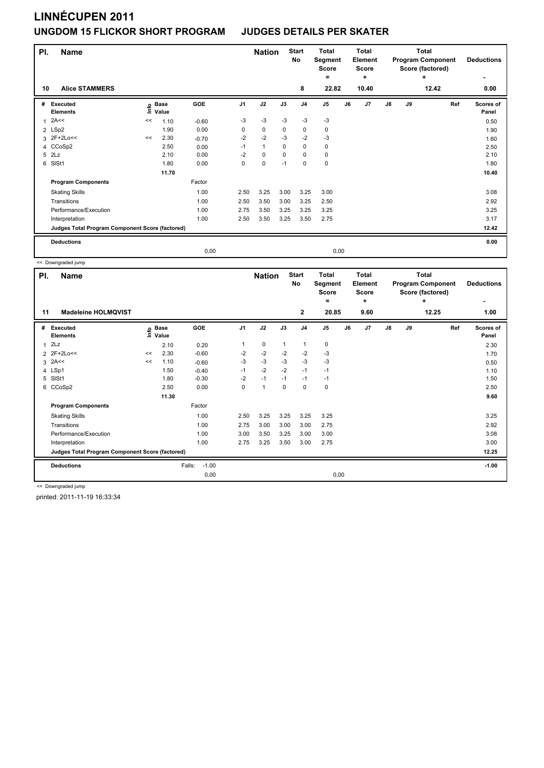# LINNÉCUPEN 2011

## UNGDOM 15 FLICKOR SHORT PROGRAM JUDGES DETAILS PER SKATER

| Pl. | Name | Nation | Start No | Total Segment Score = | Total Element Score + | Total Program Component Score (factored) + | Deductions - |
|---|---|---|---|---|---|---|---|
| 10 | Alice STAMMERS | | 8 | 22.82 | 10.40 | 12.42 | 0.00 |

| # | Executed Elements | Info | Base Value | GOE | J1 | J2 | J3 | J4 | J5 | J6 | J7 | J8 | J9 | Ref | Scores of Panel |
|---|---|---|---|---|---|---|---|---|---|---|---|---|---|---|---|
| 1 | 2A<< | << | 1.10 | -0.60 | -3 | -3 | -3 | -3 | -3 | | | | | | 0.50 |
| 2 | LSp2 | | 1.90 | 0.00 | 0 | 0 | 0 | 0 | 0 | | | | | | 1.90 |
| 3 | 2F+2Lo<< | << | 2.30 | -0.70 | -2 | -2 | -3 | -2 | -3 | | | | | | 1.60 |
| 4 | CCoSp2 | | 2.50 | 0.00 | -1 | 1 | 0 | 0 | 0 | | | | | | 2.50 |
| 5 | 2Lz | | 2.10 | 0.00 | -2 | 0 | 0 | 0 | 0 | | | | | | 2.10 |
| 6 | SlSt1 | | 1.80 | 0.00 | 0 | 0 | -1 | 0 | 0 | | | | | | 1.80 |
| | | | 11.70 | | | | | | | | | | | | 10.40 |
| | **Program Components** | | | Factor | | | | | | | | | | | |
| | Skating Skills | | | 1.00 | 2.50 | 3.25 | 3.00 | 3.25 | 3.00 | | | | | | 3.08 |
| | Transitions | | | 1.00 | 2.50 | 3.50 | 3.00 | 3.25 | 2.50 | | | | | | 2.92 |
| | Performance/Execution | | | 1.00 | 2.75 | 3.50 | 3.25 | 3.25 | 3.25 | | | | | | 3.25 |
| | Interpretation | | | 1.00 | 2.50 | 3.50 | 3.25 | 3.50 | 2.75 | | | | | | 3.17 |
| | **Judges Total Program Component Score (factored)** | | | | | | | | | | | | | | 12.42 |
| | **Deductions** | | | | | | | | | | | | | | 0.00 |
| | | | | 0,00 | | | | | 0,00 | | | | | | |

<< Downgraded jump

| Pl. | Name | Nation | Start No | Total Segment Score = | Total Element Score + | Total Program Component Score (factored) + | Deductions - |
|---|---|---|---|---|---|---|---|
| 11 | Madeleine HOLMQVIST | | 2 | 20.85 | 9.60 | 12.25 | 1.00 |

| # | Executed Elements | Info | Base Value | GOE | J1 | J2 | J3 | J4 | J5 | J6 | J7 | J8 | J9 | Ref | Scores of Panel |
|---|---|---|---|---|---|---|---|---|---|---|---|---|---|---|---|
| 1 | 2Lz | | 2.10 | 0.20 | 1 | 0 | 1 | 1 | 0 | | | | | | 2.30 |
| 2 | 2F+2Lo<< | << | 2.30 | -0.60 | -2 | -2 | -2 | -2 | -3 | | | | | | 1.70 |
| 3 | 2A<< | << | 1.10 | -0.60 | -3 | -3 | -3 | -3 | -3 | | | | | | 0.50 |
| 4 | LSp1 | | 1.50 | -0.40 | -1 | -2 | -2 | -1 | -1 | | | | | | 1.10 |
| 5 | SlSt1 | | 1.80 | -0.30 | -2 | -1 | -1 | -1 | -1 | | | | | | 1.50 |
| 6 | CCoSp2 | | 2.50 | 0.00 | 0 | 1 | 0 | 0 | 0 | | | | | | 2.50 |
| | | | 11.30 | | | | | | | | | | | | 9.60 |
| | **Program Components** | | | Factor | | | | | | | | | | | |
| | Skating Skills | | | 1.00 | 2.50 | 3.25 | 3.25 | 3.25 | 3.25 | | | | | | 3.25 |
| | Transitions | | | 1.00 | 2.75 | 3.00 | 3.00 | 3.00 | 2.75 | | | | | | 2.92 |
| | Performance/Execution | | | 1.00 | 3.00 | 3.50 | 3.25 | 3.00 | 3.00 | | | | | | 3.08 |
| | Interpretation | | | 1.00 | 2.75 | 3.25 | 3.50 | 3.00 | 2.75 | | | | | | 3.00 |
| | **Judges Total Program Component Score (factored)** | | | | | | | | | | | | | | 12.25 |
| | **Deductions** | | | Falls: -1.00 | | | | | | | | | | | -1.00 |
| | | | | 0,00 | | | | | 0,00 | | | | | | |

<< Downgraded jump

printed: 2011-11-19 16:33:34